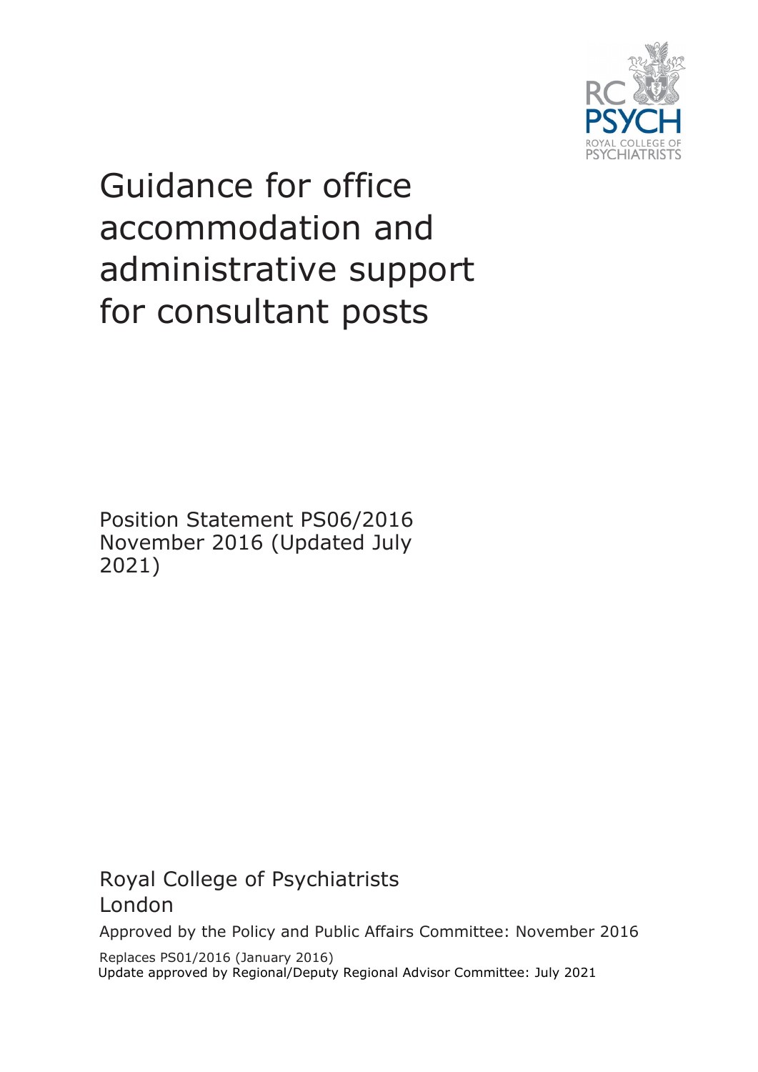# Guidance for office accommodation and administrative support for consultant posts

Position Statement PS06/2016
November 2016 (Updated July 2021)

Royal College of Psychiatrists
London

Approved by the Policy and Public Affairs Committee: November 2016

Replaces PS01/2016 (January 2016)
Update approved by Regional/Deputy Regional Advisor Committee: July 2021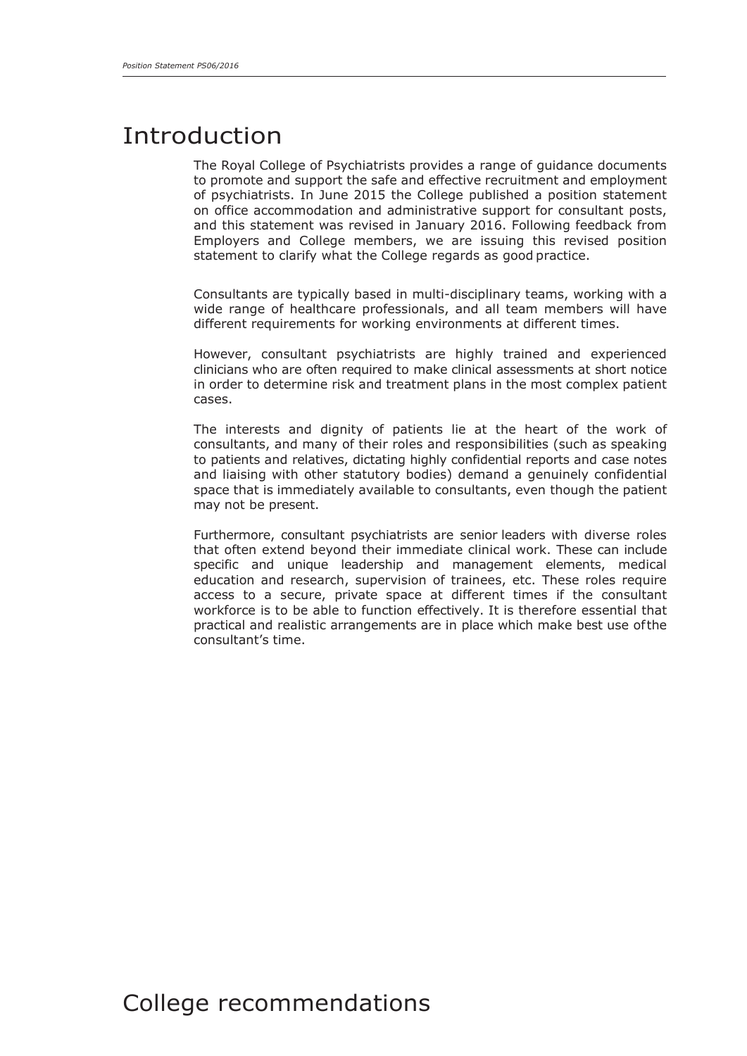# Introduction

The Royal College of Psychiatrists provides a range of guidance documents to promote and support the safe and effective recruitment and employment of psychiatrists. In June 2015 the College published a position statement on office accommodation and administrative support for consultant posts, and this statement was revised in January 2016. Following feedback from Employers and College members, we are issuing this revised position statement to clarify what the College regards as good practice.

Consultants are typically based in multi-disciplinary teams, working with a wide range of healthcare professionals, and all team members will have different requirements for working environments at different times.

However, consultant psychiatrists are highly trained and experienced clinicians who are often required to make clinical assessments at short notice in order to determine risk and treatment plans in the most complex patient cases.

The interests and dignity of patients lie at the heart of the work of consultants, and many of their roles and responsibilities (such as speaking to patients and relatives, dictating highly confidential reports and case notes and liaising with other statutory bodies) demand a genuinely confidential space that is immediately available to consultants, even though the patient may not be present.

Furthermore, consultant psychiatrists are senior leaders with diverse roles that often extend beyond their immediate clinical work. These can include specific and unique leadership and management elements, medical education and research, supervision of trainees, etc. These roles require access to a secure, private space at different times if the consultant workforce is to be able to function effectively. It is therefore essential that practical and realistic arrangements are in place which make best use of the consultant's time.

# College recommendations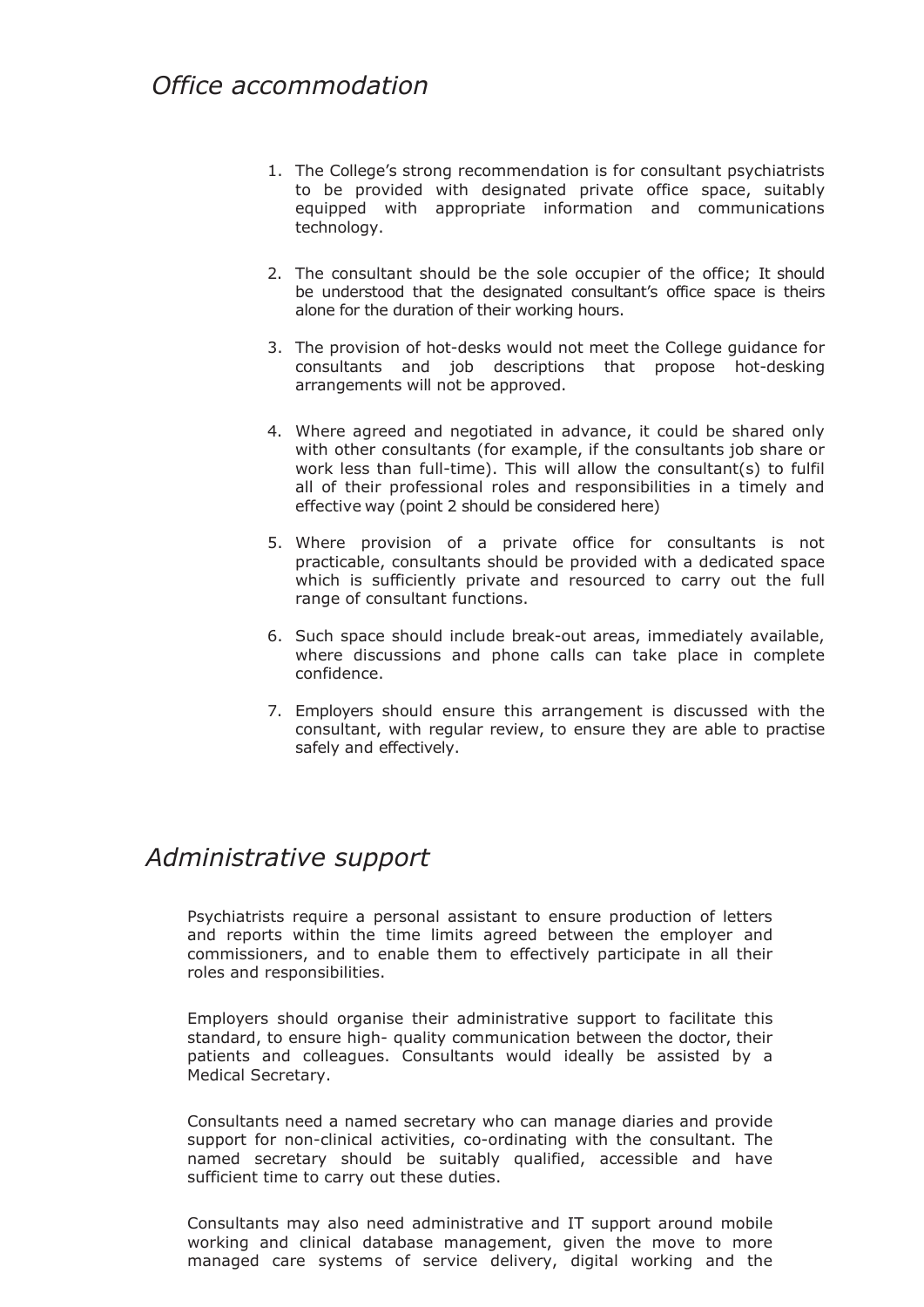## *Office accommodation*

1. The College's strong recommendation is for consultant psychiatrists to be provided with designated private office space, suitably equipped with appropriate information and communications technology.

2. The consultant should be the sole occupier of the office; It should be understood that the designated consultant's office space is theirs alone for the duration of their working hours.

3. The provision of hot-desks would not meet the College guidance for consultants and job descriptions that propose hot-desking arrangements will not be approved.

4. Where agreed and negotiated in advance, it could be shared only with other consultants (for example, if the consultants job share or work less than full-time). This will allow the consultant(s) to fulfil all of their professional roles and responsibilities in a timely and effective way (point 2 should be considered here)

5. Where provision of a private office for consultants is not practicable, consultants should be provided with a dedicated space which is sufficiently private and resourced to carry out the full range of consultant functions.

6. Such space should include break-out areas, immediately available, where discussions and phone calls can take place in complete confidence.

7. Employers should ensure this arrangement is discussed with the consultant, with regular review, to ensure they are able to practise safely and effectively.

## *Administrative support*

Psychiatrists require a personal assistant to ensure production of letters and reports within the time limits agreed between the employer and commissioners, and to enable them to effectively participate in all their roles and responsibilities.

Employers should organise their administrative support to facilitate this standard, to ensure high- quality communication between the doctor, their patients and colleagues. Consultants would ideally be assisted by a Medical Secretary.

Consultants need a named secretary who can manage diaries and provide support for non-clinical activities, co-ordinating with the consultant. The named secretary should be suitably qualified, accessible and have sufficient time to carry out these duties.

Consultants may also need administrative and IT support around mobile working and clinical database management, given the move to more managed care systems of service delivery, digital working and the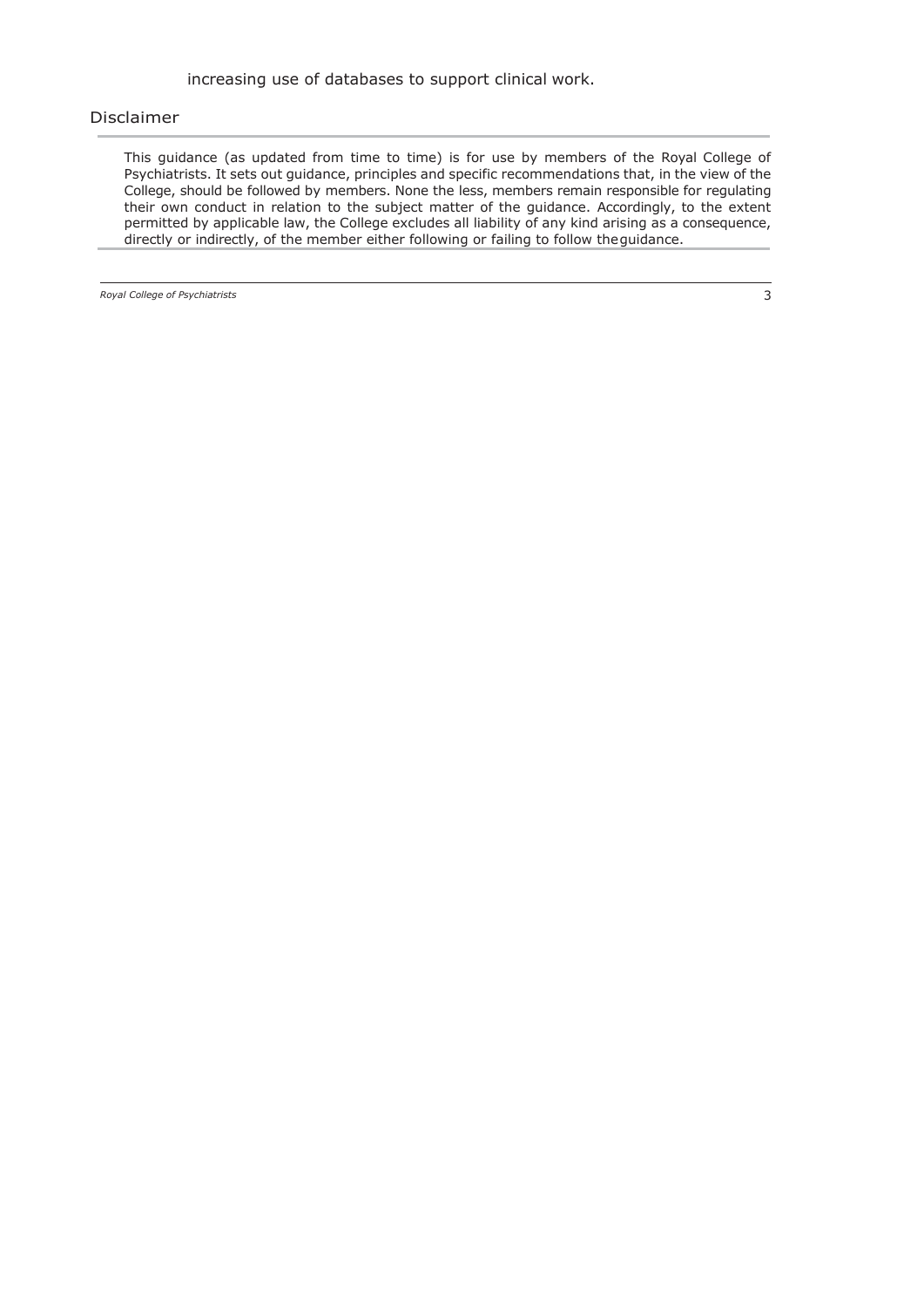increasing use of databases to support clinical work.

## Disclaimer

This guidance (as updated from time to time) is for use by members of the Royal College of Psychiatrists. It sets out guidance, principles and specific recommendations that, in the view of the College, should be followed by members. None the less, members remain responsible for regulating their own conduct in relation to the subject matter of the guidance. Accordingly, to the extent permitted by applicable law, the College excludes all liability of any kind arising as a consequence, directly or indirectly, of the member either following or failing to follow the guidance.